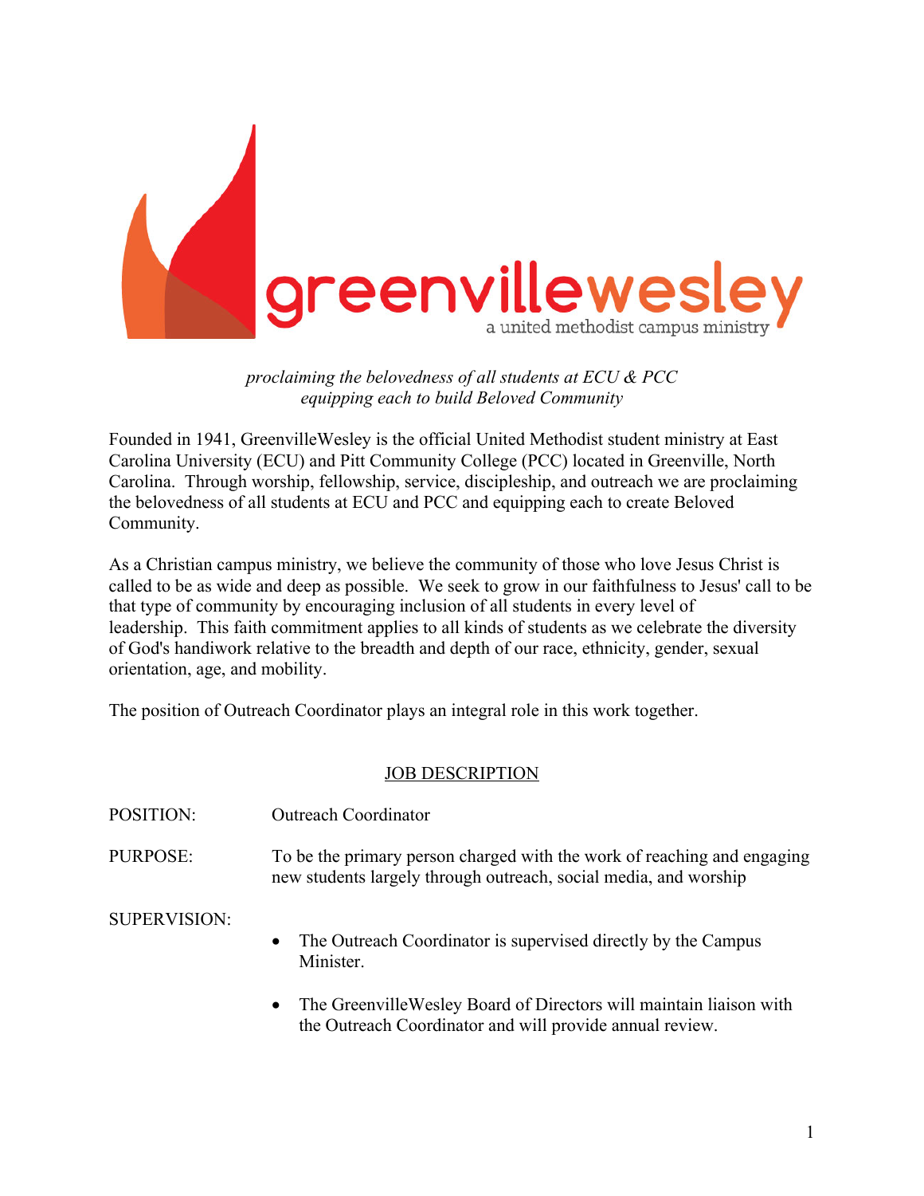greenvillewesley

a united methodist campus ministry

*proclaiming the belovedness of all students at ECU & PCC*
*equipping each to build Beloved Community*

Founded in 1941, GreenvilleWesley is the official United Methodist student ministry at East Carolina University (ECU) and Pitt Community College (PCC) located in Greenville, North Carolina. Through worship, fellowship, service, discipleship, and outreach we are proclaiming the belovedness of all students at ECU and PCC and equipping each to create Beloved Community.

As a Christian campus ministry, we believe the community of those who love Jesus Christ is called to be as wide and deep as possible. We seek to grow in our faithfulness to Jesus' call to be that type of community by encouraging inclusion of all students in every level of leadership. This faith commitment applies to all kinds of students as we celebrate the diversity of God's handiwork relative to the breadth and depth of our race, ethnicity, gender, sexual orientation, age, and mobility.

The position of Outreach Coordinator plays an integral role in this work together.

## JOB DESCRIPTION

POSITION: Outreach Coordinator

PURPOSE: To be the primary person charged with the work of reaching and engaging new students largely through outreach, social media, and worship

SUPERVISION:

- The Outreach Coordinator is supervised directly by the Campus Minister.
- The GreenvilleWesley Board of Directors will maintain liaison with the Outreach Coordinator and will provide annual review.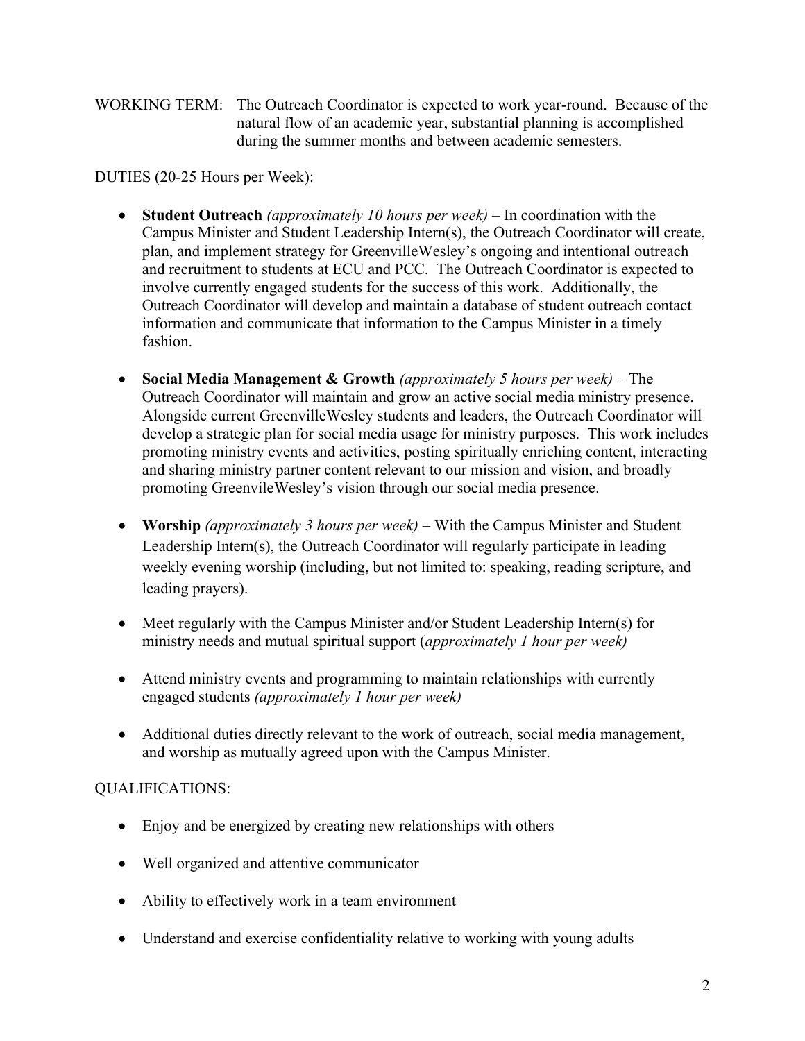WORKING TERM: The Outreach Coordinator is expected to work year-round. Because of the natural flow of an academic year, substantial planning is accomplished during the summer months and between academic semesters.

DUTIES (20-25 Hours per Week):

- **Student Outreach** *(approximately 10 hours per week)* – In coordination with the Campus Minister and Student Leadership Intern(s), the Outreach Coordinator will create, plan, and implement strategy for GreenvilleWesley's ongoing and intentional outreach and recruitment to students at ECU and PCC. The Outreach Coordinator is expected to involve currently engaged students for the success of this work. Additionally, the Outreach Coordinator will develop and maintain a database of student outreach contact information and communicate that information to the Campus Minister in a timely fashion.

- **Social Media Management & Growth** *(approximately 5 hours per week)* – The Outreach Coordinator will maintain and grow an active social media ministry presence. Alongside current GreenvilleWesley students and leaders, the Outreach Coordinator will develop a strategic plan for social media usage for ministry purposes. This work includes promoting ministry events and activities, posting spiritually enriching content, interacting and sharing ministry partner content relevant to our mission and vision, and broadly promoting GreenvileWesley's vision through our social media presence.

- **Worship** *(approximately 3 hours per week)* – With the Campus Minister and Student Leadership Intern(s), the Outreach Coordinator will regularly participate in leading weekly evening worship (including, but not limited to: speaking, reading scripture, and leading prayers).

- Meet regularly with the Campus Minister and/or Student Leadership Intern(s) for ministry needs and mutual spiritual support (*approximately 1 hour per week)*

- Attend ministry events and programming to maintain relationships with currently engaged students *(approximately 1 hour per week)*

- Additional duties directly relevant to the work of outreach, social media management, and worship as mutually agreed upon with the Campus Minister.

QUALIFICATIONS:

- Enjoy and be energized by creating new relationships with others

- Well organized and attentive communicator

- Ability to effectively work in a team environment

- Understand and exercise confidentiality relative to working with young adults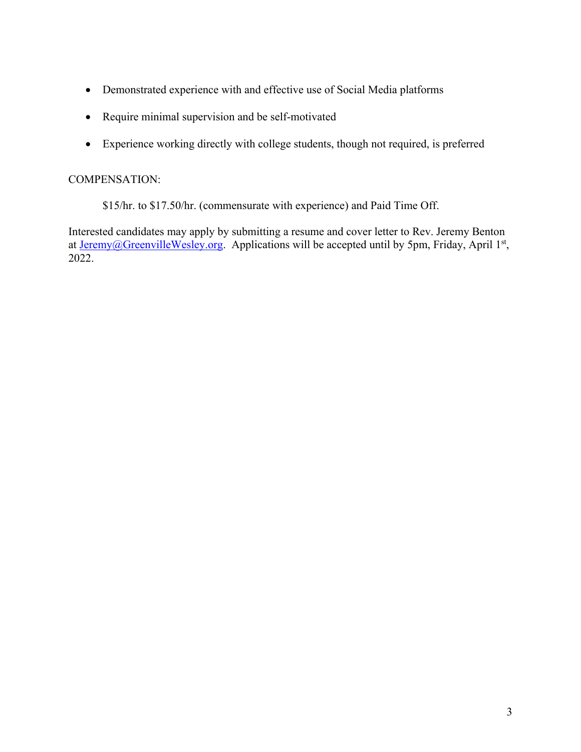- Demonstrated experience with and effective use of Social Media platforms
- Require minimal supervision and be self-motivated
- Experience working directly with college students, though not required, is preferred

COMPENSATION:

$15/hr. to $17.50/hr. (commensurate with experience) and Paid Time Off.

Interested candidates may apply by submitting a resume and cover letter to Rev. Jeremy Benton at Jeremy@GreenvilleWesley.org. Applications will be accepted until by 5pm, Friday, April 1st, 2022.